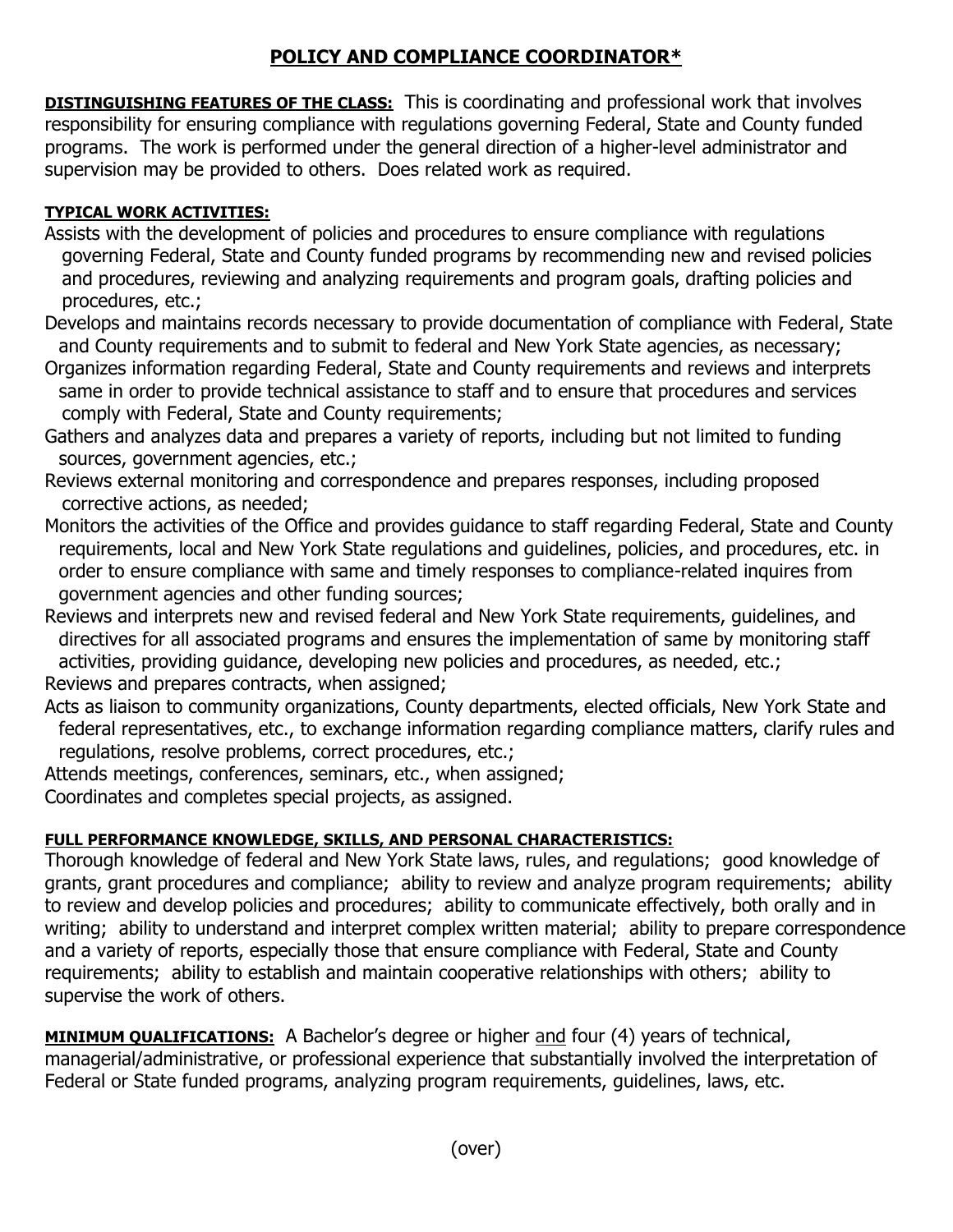# POLICY AND COMPLIANCE COORDINATOR*

**DISTINGUISHING FEATURES OF THE CLASS:** This is coordinating and professional work that involves responsibility for ensuring compliance with regulations governing Federal, State and County funded programs. The work is performed under the general direction of a higher-level administrator and supervision may be provided to others. Does related work as required.

**TYPICAL WORK ACTIVITIES:**

Assists with the development of policies and procedures to ensure compliance with regulations governing Federal, State and County funded programs by recommending new and revised policies and procedures, reviewing and analyzing requirements and program goals, drafting policies and procedures, etc.;

Develops and maintains records necessary to provide documentation of compliance with Federal, State and County requirements and to submit to federal and New York State agencies, as necessary;

Organizes information regarding Federal, State and County requirements and reviews and interprets same in order to provide technical assistance to staff and to ensure that procedures and services comply with Federal, State and County requirements;

Gathers and analyzes data and prepares a variety of reports, including but not limited to funding sources, government agencies, etc.;

Reviews external monitoring and correspondence and prepares responses, including proposed corrective actions, as needed;

Monitors the activities of the Office and provides guidance to staff regarding Federal, State and County requirements, local and New York State regulations and guidelines, policies, and procedures, etc. in order to ensure compliance with same and timely responses to compliance-related inquires from government agencies and other funding sources;

Reviews and interprets new and revised federal and New York State requirements, guidelines, and directives for all associated programs and ensures the implementation of same by monitoring staff activities, providing guidance, developing new policies and procedures, as needed, etc.;

Reviews and prepares contracts, when assigned;

Acts as liaison to community organizations, County departments, elected officials, New York State and federal representatives, etc., to exchange information regarding compliance matters, clarify rules and regulations, resolve problems, correct procedures, etc.;

Attends meetings, conferences, seminars, etc., when assigned;

Coordinates and completes special projects, as assigned.

**FULL PERFORMANCE KNOWLEDGE, SKILLS, AND PERSONAL CHARACTERISTICS:**

Thorough knowledge of federal and New York State laws, rules, and regulations; good knowledge of grants, grant procedures and compliance; ability to review and analyze program requirements; ability to review and develop policies and procedures; ability to communicate effectively, both orally and in writing; ability to understand and interpret complex written material; ability to prepare correspondence and a variety of reports, especially those that ensure compliance with Federal, State and County requirements; ability to establish and maintain cooperative relationships with others; ability to supervise the work of others.

**MINIMUM QUALIFICATIONS:** A Bachelor's degree or higher and four (4) years of technical, managerial/administrative, or professional experience that substantially involved the interpretation of Federal or State funded programs, analyzing program requirements, guidelines, laws, etc.

(over)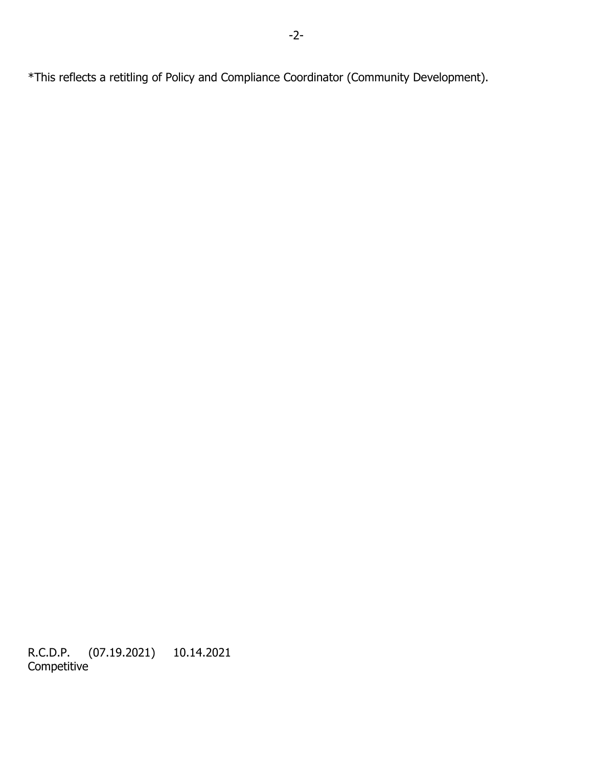*This reflects a retitling of Policy and Compliance Coordinator (Community Development).

R.C.D.P. (07.19.2021) 10.14.2021
Competitive